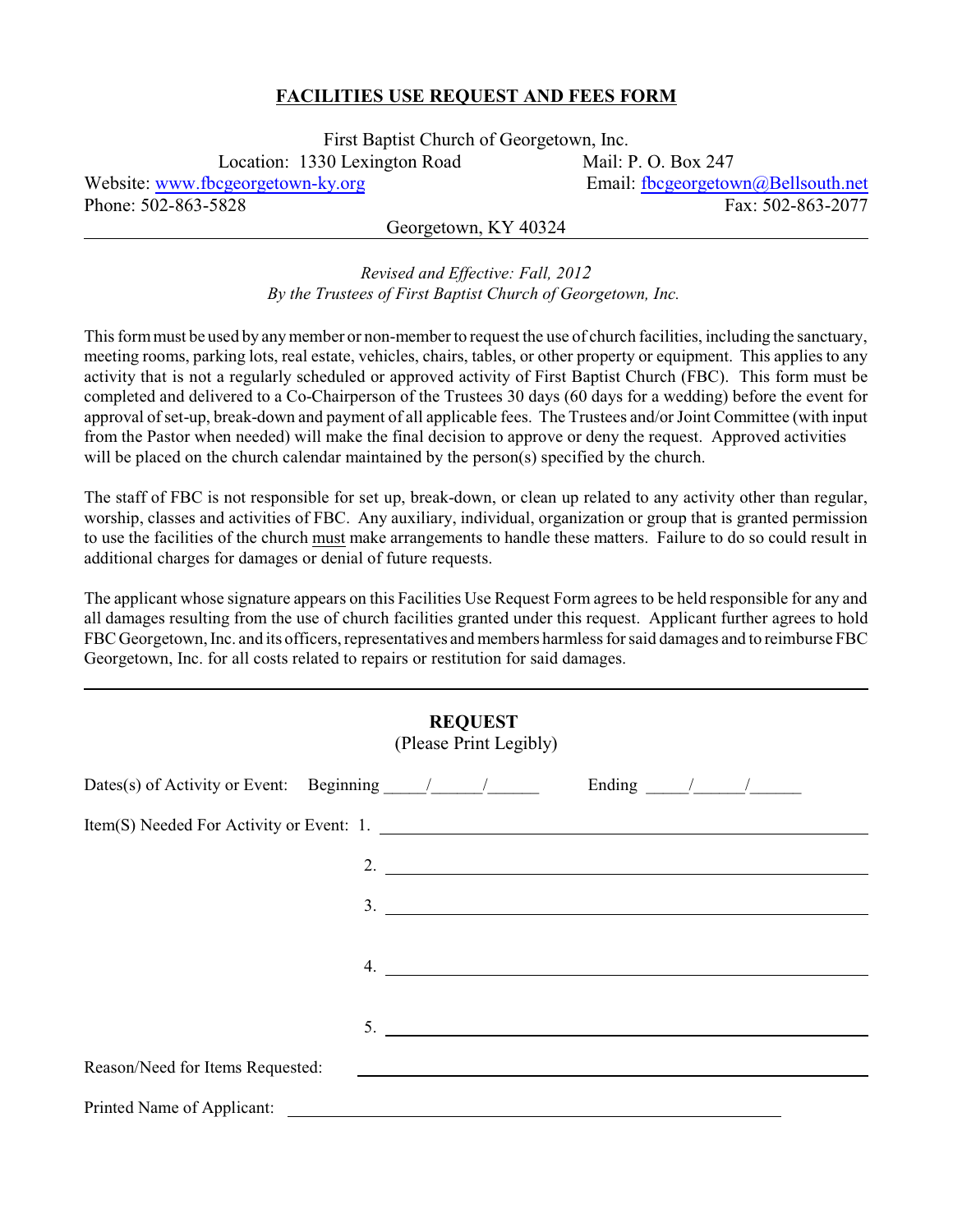# FACILITIES USE REQUEST AND FEES FORM

First Baptist Church of Georgetown, Inc.
Location: 1330 Lexington Road    Mail: P. O. Box 247
Website: www.fbcgeorgetown-ky.org    Email: fbcgeorgetown@Bellsouth.net
Phone: 502-863-5828    Fax: 502-863-2077
Georgetown, KY 40324

---

*Revised and Effective: Fall, 2012*
*By the Trustees of First Baptist Church of Georgetown, Inc.*

This form must be used by any member or non-member to request the use of church facilities, including the sanctuary, meeting rooms, parking lots, real estate, vehicles, chairs, tables, or other property or equipment. This applies to any activity that is not a regularly scheduled or approved activity of First Baptist Church (FBC). This form must be completed and delivered to a Co-Chairperson of the Trustees 30 days (60 days for a wedding) before the event for approval of set-up, break-down and payment of all applicable fees. The Trustees and/or Joint Committee (with input from the Pastor when needed) will make the final decision to approve or deny the request. Approved activities will be placed on the church calendar maintained by the person(s) specified by the church.

The staff of FBC is not responsible for set up, break-down, or clean up related to any activity other than regular, worship, classes and activities of FBC. Any auxiliary, individual, organization or group that is granted permission to use the facilities of the church must make arrangements to handle these matters. Failure to do so could result in additional charges for damages or denial of future requests.

The applicant whose signature appears on this Facilities Use Request Form agrees to be held responsible for any and all damages resulting from the use of church facilities granted under this request. Applicant further agrees to hold FBC Georgetown, Inc. and its officers, representatives and members harmless for said damages and to reimburse FBC Georgetown, Inc. for all costs related to repairs or restitution for said damages.

---

## REQUEST

(Please Print Legibly)

Dates(s) of Activity or Event: Beginning _____/______/______    Ending _____/______/______

Item(S) Needed For Activity or Event: 1. ______________________________

2. ______________________________

3. ______________________________

4. ______________________________

5. ______________________________

Reason/Need for Items Requested: ______________________________

Printed Name of Applicant: ______________________________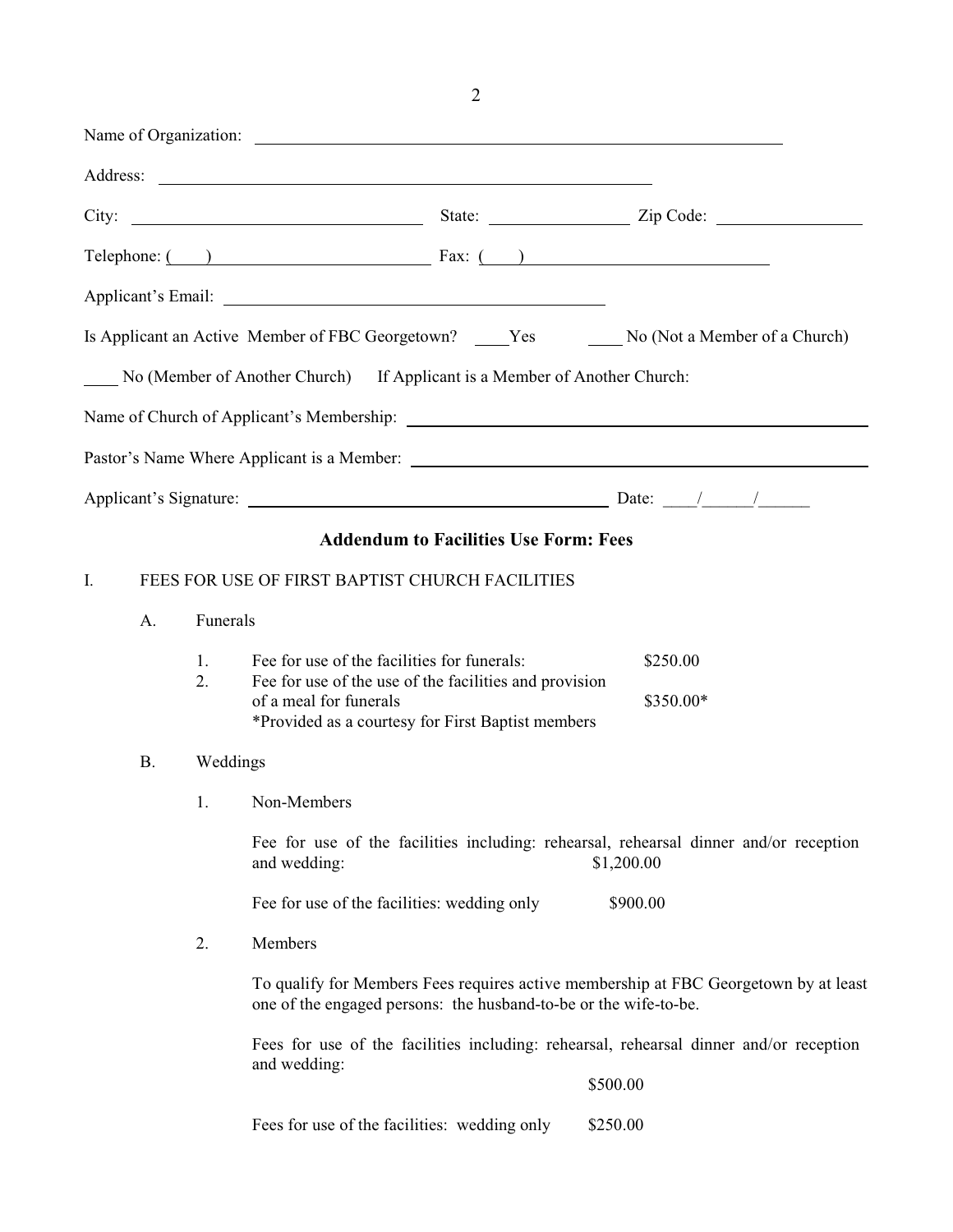Name of Organization: ______________________________________________

Address: ______________________________________________

City: ____________________ State: ____________ Zip Code: ____________

Telephone: (____) ____________________ Fax: (____) ____________________

Applicant's Email: ______________________________________________

Is Applicant an Active Member of FBC Georgetown? ____Yes ____ No (Not a Member of a Church)

____ No (Member of Another Church) If Applicant is a Member of Another Church:

Name of Church of Applicant's Membership: ______________________________________________

Pastor's Name Where Applicant is a Member: ______________________________________________

Applicant's Signature: ______________________________ Date: ____/______/______

## Addendum to Facilities Use Form: Fees

I. FEES FOR USE OF FIRST BAPTIST CHURCH FACILITIES

A. Funerals

1. Fee for use of the facilities for funerals: $250.00
2. Fee for use of the use of the facilities and provision of a meal for funerals $350.00*
   *Provided as a courtesy for First Baptist members

B. Weddings

1. Non-Members

   Fee for use of the facilities including: rehearsal, rehearsal dinner and/or reception and wedding: $1,200.00

   Fee for use of the facilities: wedding only $900.00

2. Members

   To qualify for Members Fees requires active membership at FBC Georgetown by at least one of the engaged persons: the husband-to-be or the wife-to-be.

   Fees for use of the facilities including: rehearsal, rehearsal dinner and/or reception and wedding: $500.00

   Fees for use of the facilities: wedding only $250.00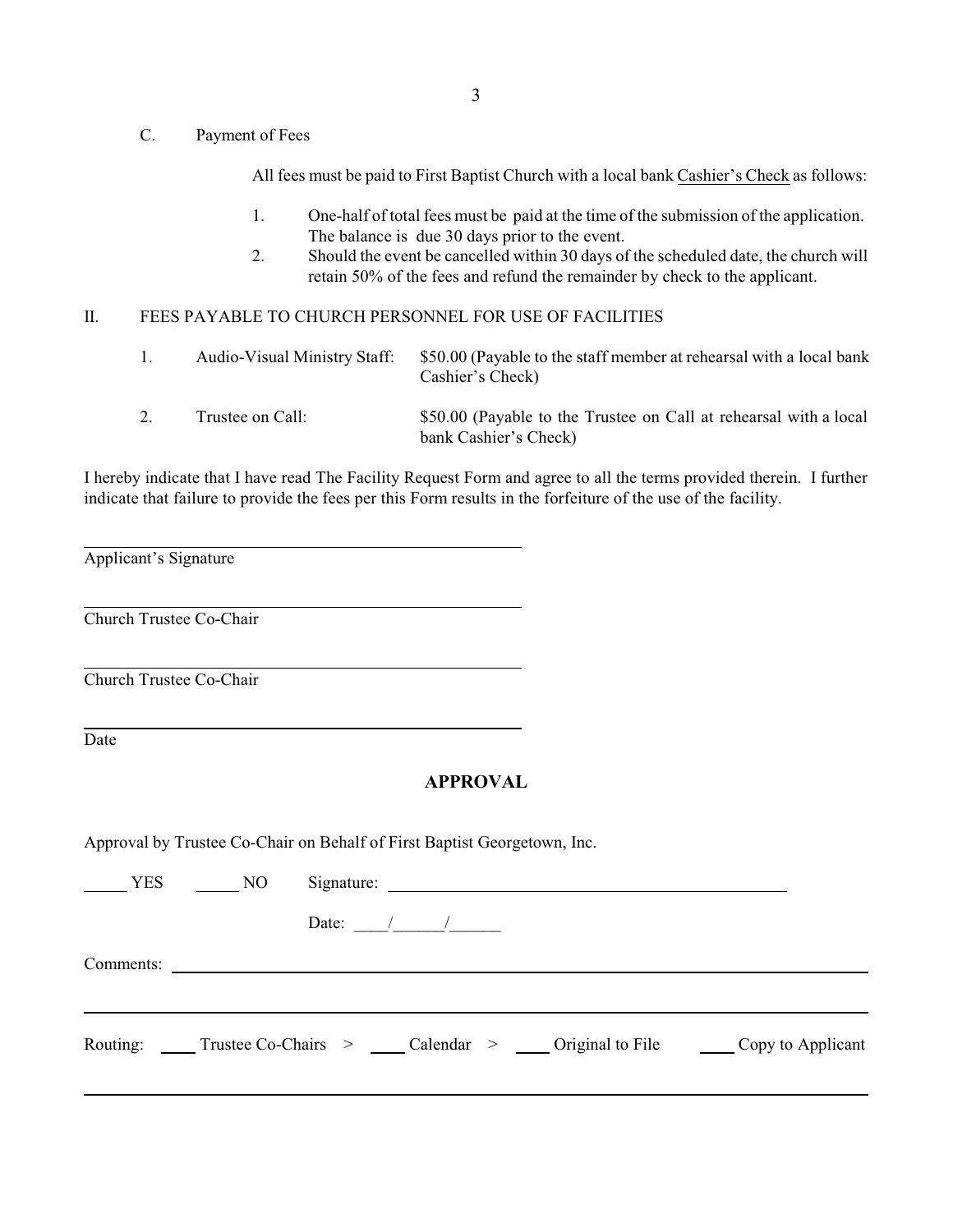C. Payment of Fees

All fees must be paid to First Baptist Church with a local bank Cashier's Check as follows:

1. One-half of total fees must be paid at the time of the submission of the application. The balance is due 30 days prior to the event.
2. Should the event be cancelled within 30 days of the scheduled date, the church will retain 50% of the fees and refund the remainder by check to the applicant.

II. FEES PAYABLE TO CHURCH PERSONNEL FOR USE OF FACILITIES

1. Audio-Visual Ministry Staff: $50.00 (Payable to the staff member at rehearsal with a local bank Cashier's Check)
2. Trustee on Call: $50.00 (Payable to the Trustee on Call at rehearsal with a local bank Cashier's Check)

I hereby indicate that I have read The Facility Request Form and agree to all the terms provided therein. I further indicate that failure to provide the fees per this Form results in the forfeiture of the use of the facility.

\_\_\_\_\_\_\_\_\_\_\_\_\_\_\_\_\_\_\_\_\_\_\_\_\_\_\_\_\_\_\_\_\_\_\_\_\_\_\_\_\_\_
Applicant's Signature

\_\_\_\_\_\_\_\_\_\_\_\_\_\_\_\_\_\_\_\_\_\_\_\_\_\_\_\_\_\_\_\_\_\_\_\_\_\_\_\_\_\_
Church Trustee Co-Chair

\_\_\_\_\_\_\_\_\_\_\_\_\_\_\_\_\_\_\_\_\_\_\_\_\_\_\_\_\_\_\_\_\_\_\_\_\_\_\_\_\_\_
Church Trustee Co-Chair

\_\_\_\_\_\_\_\_\_\_\_\_\_\_\_\_\_\_\_\_\_\_\_\_\_\_\_\_\_\_\_\_\_\_\_\_\_\_\_\_\_\_
Date

## APPROVAL

Approval by Trustee Co-Chair on Behalf of First Baptist Georgetown, Inc.

_____ YES _____ NO Signature: \_\_\_\_\_\_\_\_\_\_\_\_\_\_\_\_\_\_\_\_\_\_\_\_\_\_\_\_\_\_\_\_\_\_\_\_\_\_

Date: ____/______/______

Comments: \_\_\_\_\_\_\_\_\_\_\_\_\_\_\_\_\_\_\_\_\_\_\_\_\_\_\_\_\_\_\_\_\_\_\_\_\_\_\_\_\_\_\_\_\_\_\_\_\_\_\_\_\_\_\_\_

Routing: ____ Trustee Co-Chairs > ____ Calendar > ____ Original to File ____ Copy to Applicant